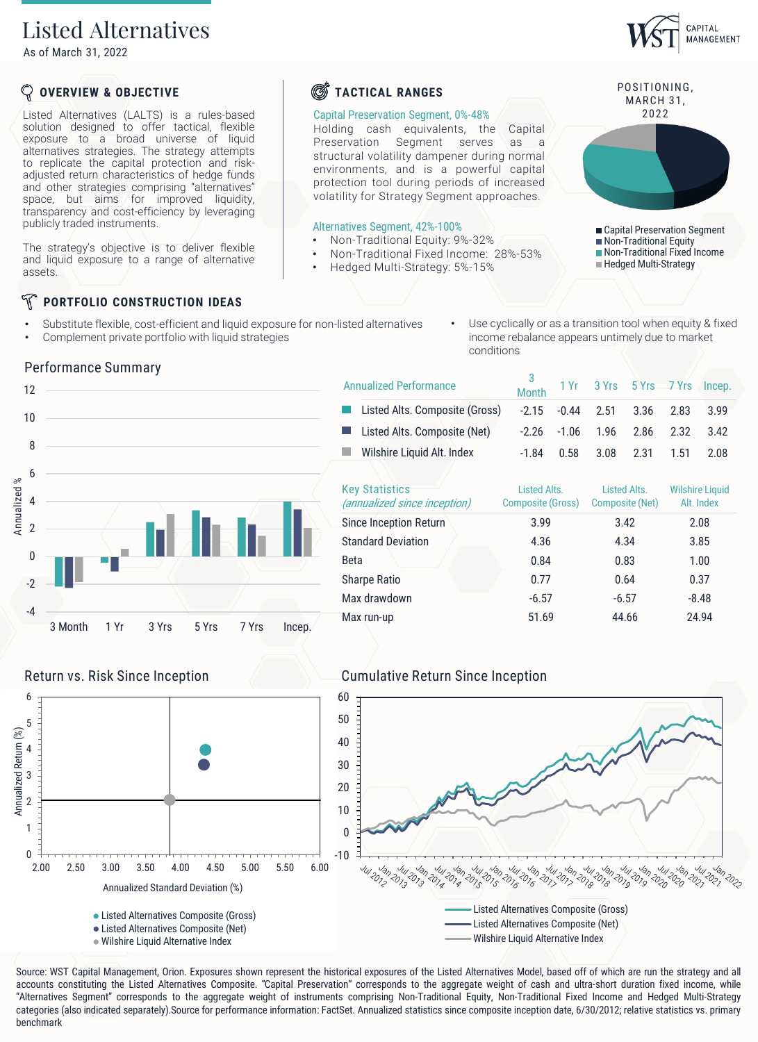# Listed Alternatives

As of March 31, 2022

WST Capital Management

## OVERVIEW & OBJECTIVE

Listed Alternatives (LALTS) is a rules-based solution designed to offer tactical, flexible exposure to a broad universe of liquid alternatives strategies. The strategy attempts to replicate the capital protection and risk-adjusted return characteristics of hedge funds and other strategies comprising "alternatives" space, but aims for improved liquidity, transparency and cost-efficiency by leveraging publicly traded instruments.

The strategy's objective is to deliver flexible and liquid exposure to a range of alternative assets.

## TACTICAL RANGES

**Capital Preservation Segment, 0%-48%**
Holding cash equivalents, the Capital Preservation Segment serves as a structural volatility dampener during normal environments, and is a powerful capital protection tool during periods of increased volatility for Strategy Segment approaches.

**Alternatives Segment, 42%-100%**

- Non-Traditional Equity: 9%-32%
- Non-Traditional Fixed Income: 28%-53%
- Hedged Multi-Strategy: 5%-15%

**POSITIONING, MARCH 31, 2022**

- Capital Preservation Segment
- Non-Traditional Equity
- Non-Traditional Fixed Income
- Hedged Multi-Strategy

## PORTFOLIO CONSTRUCTION IDEAS

- Substitute flexible, cost-efficient and liquid exposure for non-listed alternatives
- Complement private portfolio with liquid strategies
- Use cyclically or as a transition tool when equity & fixed income rebalance appears untimely due to market conditions

## Performance Summary

| Annualized Performance | 3 Month | 1 Yr | 3 Yrs | 5 Yrs | 7 Yrs | Incep. |
|---|---|---|---|---|---|---|
| Listed Alts. Composite (Gross) | -2.15 | -0.44 | 2.51 | 3.36 | 2.83 | 3.99 |
| Listed Alts. Composite (Net) | -2.26 | -1.06 | 1.96 | 2.86 | 2.32 | 3.42 |
| Wilshire Liquid Alt. Index | -1.84 | 0.58 | 3.08 | 2.31 | 1.51 | 2.08 |

| Key Statistics *(annualized since inception)* | Listed Alts. Composite (Gross) | Listed Alts. Composite (Net) | Wilshire Liquid Alt. Index |
|---|---|---|---|
| Since Inception Return | 3.99 | 3.42 | 2.08 |
| Standard Deviation | 4.36 | 4.34 | 3.85 |
| Beta | 0.84 | 0.83 | 1.00 |
| Sharpe Ratio | 0.77 | 0.64 | 0.37 |
| Max drawdown | -6.57 | -6.57 | -8.48 |
| Max run-up | 51.69 | 44.66 | 24.94 |

## Return vs. Risk Since Inception

- Listed Alternatives Composite (Gross)
- Listed Alternatives Composite (Net)
- Wilshire Liquid Alternative Index

## Cumulative Return Since Inception

- Listed Alternatives Composite (Gross)
- Listed Alternatives Composite (Net)
- Wilshire Liquid Alternative Index

Source: WST Capital Management, Orion. Exposures shown represent the historical exposures of the Listed Alternatives Model, based off of which are run the strategy and all accounts constituting the Listed Alternatives Composite. "Capital Preservation" corresponds to the aggregate weight of cash and ultra-short duration fixed income, while "Alternatives Segment" corresponds to the aggregate weight of instruments comprising Non-Traditional Equity, Non-Traditional Fixed Income and Hedged Multi-Strategy categories (also indicated separately).Source for performance information: FactSet. Annualized statistics since composite inception date, 6/30/2012; relative statistics vs. primary benchmark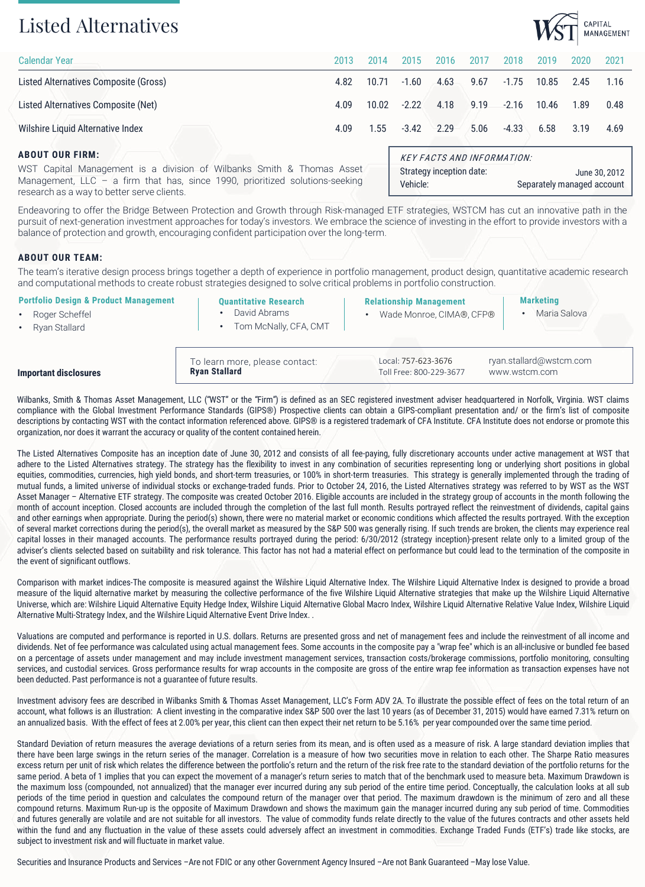# Listed Alternatives

| Calendar Year | 2013 | 2014 | 2015 | 2016 | 2017 | 2018 | 2019 | 2020 | 2021 |
|---|---|---|---|---|---|---|---|---|---|
| Listed Alternatives Composite (Gross) | 4.82 | 10.71 | -1.60 | 4.63 | 9.67 | -1.75 | 10.85 | 2.45 | 1.16 |
| Listed Alternatives Composite (Net) | 4.09 | 10.02 | -2.22 | 4.18 | 9.19 | -2.16 | 10.46 | 1.89 | 0.48 |
| Wilshire Liquid Alternative Index | 4.09 | 1.55 | -3.42 | 2.29 | 5.06 | -4.33 | 6.58 | 3.19 | 4.69 |

**ABOUT OUR FIRM:**

WST Capital Management is a division of Wilbanks Smith & Thomas Asset Management, LLC – a firm that has, since 1990, prioritized solutions-seeking research as a way to better serve clients.

*KEY FACTS AND INFORMATION:*

Strategy inception date: June 30, 2012
Vehicle: Separately managed account

Endeavoring to offer the Bridge Between Protection and Growth through Risk-managed ETF strategies, WSTCM has cut an innovative path in the pursuit of next-generation investment approaches for today's investors. We embrace the science of investing in the effort to provide investors with a balance of protection and growth, encouraging confident participation over the long-term.

**ABOUT OUR TEAM:**

The team's iterative design process brings together a depth of experience in portfolio management, product design, quantitative academic research and computational methods to create robust strategies designed to solve critical problems in portfolio construction.

**Portfolio Design & Product Management**
- Roger Scheffel
- Ryan Stallard

**Quantitative Research**
- David Abrams
- Tom McNally, CFA, CMT

**Relationship Management**
- Wade Monroe, CIMA®, CFP®

**Marketing**
- Maria Salova

To learn more, please contact: **Ryan Stallard**
Local: 757-623-3676
Toll Free: 800-229-3677
ryan.stallard@wstcm.com
www.wstcm.com

**Important disclosures**

Wilbanks, Smith & Thomas Asset Management, LLC ("WST" or the "Firm") is defined as an SEC registered investment adviser headquartered in Norfolk, Virginia. WST claims compliance with the Global Investment Performance Standards (GIPS®) Prospective clients can obtain a GIPS-compliant presentation and/ or the firm's list of composite descriptions by contacting WST with the contact information referenced above. GIPS® is a registered trademark of CFA Institute. CFA Institute does not endorse or promote this organization, nor does it warrant the accuracy or quality of the content contained herein.

The Listed Alternatives Composite has an inception date of June 30, 2012 and consists of all fee-paying, fully discretionary accounts under active management at WST that adhere to the Listed Alternatives strategy. The strategy has the flexibility to invest in any combination of securities representing long or underlying short positions in global equities, commodities, currencies, high yield bonds, and short-term treasuries, or 100% in short-term treasuries. This strategy is generally implemented through the trading of mutual funds, a limited universe of individual stocks or exchange-traded funds. Prior to October 24, 2016, the Listed Alternatives strategy was referred to by WST as the WST Asset Manager – Alternative ETF strategy. The composite was created October 2016. Eligible accounts are included in the strategy group of accounts in the month following the month of account inception. Closed accounts are included through the completion of the last full month. Results portrayed reflect the reinvestment of dividends, capital gains and other earnings when appropriate. During the period(s) shown, there were no material market or economic conditions which affected the results portrayed. With the exception of several market corrections during the period(s), the overall market as measured by the S&P 500 was generally rising. If such trends are broken, the clients may experience real capital losses in their managed accounts. The performance results portrayed during the period: 6/30/2012 (strategy inception)-present relate only to a limited group of the adviser's clients selected based on suitability and risk tolerance. This factor has not had a material effect on performance but could lead to the termination of the composite in the event of significant outflows.

Comparison with market indices-The composite is measured against the Wilshire Liquid Alternative Index. The Wilshire Liquid Alternative Index is designed to provide a broad measure of the liquid alternative market by measuring the collective performance of the five Wilshire Liquid Alternative strategies that make up the Wilshire Liquid Alternative Universe, which are: Wilshire Liquid Alternative Equity Hedge Index, Wilshire Liquid Alternative Global Macro Index, Wilshire Liquid Alternative Relative Value Index, Wilshire Liquid Alternative Multi-Strategy Index, and the Wilshire Liquid Alternative Event Drive Index. .

Valuations are computed and performance is reported in U.S. dollars. Returns are presented gross and net of management fees and include the reinvestment of all income and dividends. Net of fee performance was calculated using actual management fees. Some accounts in the composite pay a "wrap fee" which is an all-inclusive or bundled fee based on a percentage of assets under management and may include investment management services, transaction costs/brokerage commissions, portfolio monitoring, consulting services, and custodial services. Gross performance results for wrap accounts in the composite are gross of the entire wrap fee information as transaction expenses have not been deducted. Past performance is not a guarantee of future results.

Investment advisory fees are described in Wilbanks Smith & Thomas Asset Management, LLC's Form ADV 2A. To illustrate the possible effect of fees on the total return of an account, what follows is an illustration: A client investing in the comparative index S&P 500 over the last 10 years (as of December 31, 2015) would have earned 7.31% return on an annualized basis. With the effect of fees at 2.00% per year, this client can then expect their net return to be 5.16% per year compounded over the same time period.

Standard Deviation of return measures the average deviations of a return series from its mean, and is often used as a measure of risk. A large standard deviation implies that there have been large swings in the return series of the manager. Correlation is a measure of how two securities move in relation to each other. The Sharpe Ratio measures excess return per unit of risk which relates the difference between the portfolio's return and the return of the risk free rate to the standard deviation of the portfolio returns for the same period. A beta of 1 implies that you can expect the movement of a manager's return series to match that of the benchmark used to measure beta. Maximum Drawdown is the maximum loss (compounded, not annualized) that the manager ever incurred during any sub period of the entire time period. Conceptually, the calculation looks at all sub periods of the time period in question and calculates the compound return of the manager over that period. The maximum drawdown is the minimum of zero and all these compound returns. Maximum Run-up is the opposite of Maximum Drawdown and shows the maximum gain the manager incurred during any sub period of time. Commodities and futures generally are volatile and are not suitable for all investors. The value of commodity funds relate directly to the value of the futures contracts and other assets held within the fund and any fluctuation in the value of these assets could adversely affect an investment in commodities. Exchange Traded Funds (ETF's) trade like stocks, are subject to investment risk and will fluctuate in market value.

Securities and Insurance Products and Services –Are not FDIC or any other Government Agency Insured –Are not Bank Guaranteed –May lose Value.